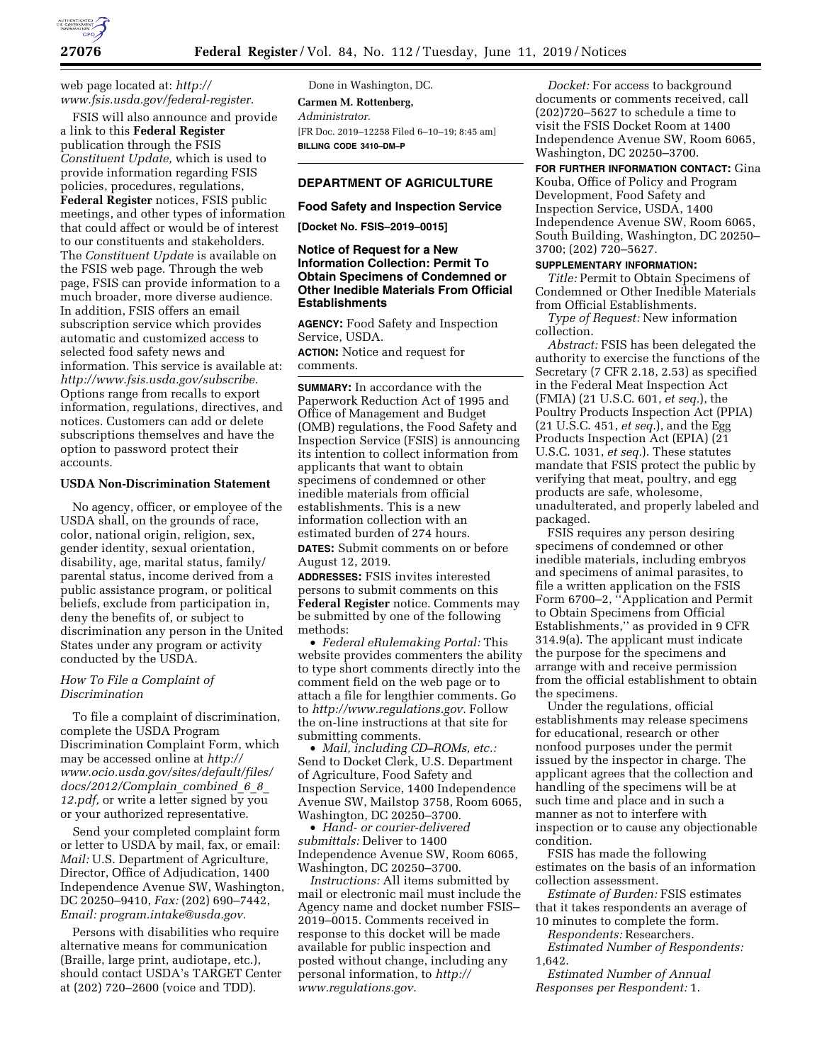web page located at: *http://www.fsis.usda.gov/federal-register.*

FSIS will also announce and provide a link to this **Federal Register** publication through the FSIS *Constituent Update,* which is used to provide information regarding FSIS policies, procedures, regulations, **Federal Register** notices, FSIS public meetings, and other types of information that could affect or would be of interest to our constituents and stakeholders. The *Constituent Update* is available on the FSIS web page. Through the web page, FSIS can provide information to a much broader, more diverse audience. In addition, FSIS offers an email subscription service which provides automatic and customized access to selected food safety news and information. This service is available at: *http://www.fsis.usda.gov/subscribe.* Options range from recalls to export information, regulations, directives, and notices. Customers can add or delete subscriptions themselves and have the option to password protect their accounts.

### USDA Non-Discrimination Statement

No agency, officer, or employee of the USDA shall, on the grounds of race, color, national origin, religion, sex, gender identity, sexual orientation, disability, age, marital status, family/parental status, income derived from a public assistance program, or political beliefs, exclude from participation in, deny the benefits of, or subject to discrimination any person in the United States under any program or activity conducted by the USDA.

#### *How To File a Complaint of Discrimination*

To file a complaint of discrimination, complete the USDA Program Discrimination Complaint Form, which may be accessed online at *http://www.ocio.usda.gov/sites/default/files/docs/2012/Complain_combined_6_8_12.pdf,* or write a letter signed by you or your authorized representative.

Send your completed complaint form or letter to USDA by mail, fax, or email: *Mail:* U.S. Department of Agriculture, Director, Office of Adjudication, 1400 Independence Avenue SW, Washington, DC 20250–9410, *Fax:* (202) 690–7442, *Email: program.intake@usda.gov.*

Persons with disabilities who require alternative means for communication (Braille, large print, audiotape, etc.), should contact USDA's TARGET Center at (202) 720–2600 (voice and TDD).

Done in Washington, DC.

**Carmen M. Rottenberg,**

*Administrator.*

[FR Doc. 2019–12258 Filed 6–10–19; 8:45 am]

**BILLING CODE 3410–DM–P**

---

## DEPARTMENT OF AGRICULTURE

### Food Safety and Inspection Service

**[Docket No. FSIS–2019–0015]**

### Notice of Request for a New Information Collection: Permit To Obtain Specimens of Condemned or Other Inedible Materials From Official Establishments

**AGENCY:** Food Safety and Inspection Service, USDA.

**ACTION:** Notice and request for comments.

**SUMMARY:** In accordance with the Paperwork Reduction Act of 1995 and Office of Management and Budget (OMB) regulations, the Food Safety and Inspection Service (FSIS) is announcing its intention to collect information from applicants that want to obtain specimens of condemned or other inedible materials from official establishments. This is a new information collection with an estimated burden of 274 hours.

**DATES:** Submit comments on or before August 12, 2019.

**ADDRESSES:** FSIS invites interested persons to submit comments on this **Federal Register** notice. Comments may be submitted by one of the following methods:

- *Federal eRulemaking Portal:* This website provides commenters the ability to type short comments directly into the comment field on the web page or to attach a file for lengthier comments. Go to *http://www.regulations.gov.* Follow the on-line instructions at that site for submitting comments.
- *Mail, including CD–ROMs, etc.:* Send to Docket Clerk, U.S. Department of Agriculture, Food Safety and Inspection Service, 1400 Independence Avenue SW, Mailstop 3758, Room 6065, Washington, DC 20250–3700.
- *Hand- or courier-delivered submittals:* Deliver to 1400 Independence Avenue SW, Room 6065, Washington, DC 20250–3700.

*Instructions:* All items submitted by mail or electronic mail must include the Agency name and docket number FSIS–2019–0015. Comments received in response to this docket will be made available for public inspection and posted without change, including any personal information, to *http://www.regulations.gov.*

*Docket:* For access to background documents or comments received, call (202)720–5627 to schedule a time to visit the FSIS Docket Room at 1400 Independence Avenue SW, Room 6065, Washington, DC 20250–3700.

**FOR FURTHER INFORMATION CONTACT:** Gina Kouba, Office of Policy and Program Development, Food Safety and Inspection Service, USDA, 1400 Independence Avenue SW, Room 6065, South Building, Washington, DC 20250–3700; (202) 720–5627.

**SUPPLEMENTARY INFORMATION:**

*Title:* Permit to Obtain Specimens of Condemned or Other Inedible Materials from Official Establishments.

*Type of Request:* New information collection.

*Abstract:* FSIS has been delegated the authority to exercise the functions of the Secretary (7 CFR 2.18, 2.53) as specified in the Federal Meat Inspection Act (FMIA) (21 U.S.C. 601, *et seq.*), the Poultry Products Inspection Act (PPIA) (21 U.S.C. 451, *et seq.*), and the Egg Products Inspection Act (EPIA) (21 U.S.C. 1031, *et seq.*). These statutes mandate that FSIS protect the public by verifying that meat, poultry, and egg products are safe, wholesome, unadulterated, and properly labeled and packaged.

FSIS requires any person desiring specimens of condemned or other inedible materials, including embryos and specimens of animal parasites, to file a written application on the FSIS Form 6700–2, ''Application and Permit to Obtain Specimens from Official Establishments,'' as provided in 9 CFR 314.9(a). The applicant must indicate the purpose for the specimens and arrange with and receive permission from the official establishment to obtain the specimens.

Under the regulations, official establishments may release specimens for educational, research or other nonfood purposes under the permit issued by the inspector in charge. The applicant agrees that the collection and handling of the specimens will be at such time and place and in such a manner as not to interfere with inspection or to cause any objectionable condition.

FSIS has made the following estimates on the basis of an information collection assessment.

*Estimate of Burden:* FSIS estimates that it takes respondents an average of 10 minutes to complete the form.

*Respondents:* Researchers.

*Estimated Number of Respondents:* 1,642.

*Estimated Number of Annual Responses per Respondent:* 1.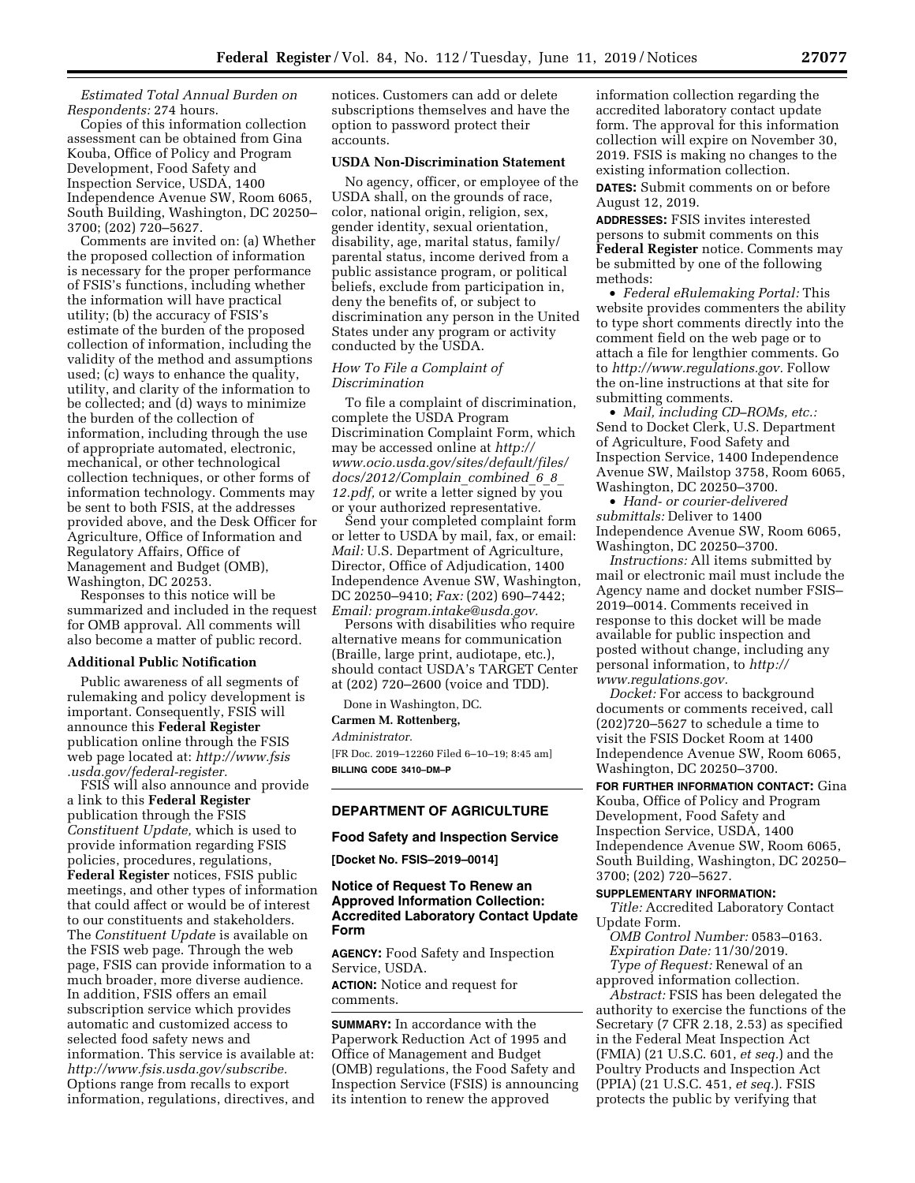*Estimated Total Annual Burden on Respondents:* 274 hours.

Copies of this information collection assessment can be obtained from Gina Kouba, Office of Policy and Program Development, Food Safety and Inspection Service, USDA, 1400 Independence Avenue SW, Room 6065, South Building, Washington, DC 20250–3700; (202) 720–5627.

Comments are invited on: (a) Whether the proposed collection of information is necessary for the proper performance of FSIS's functions, including whether the information will have practical utility; (b) the accuracy of FSIS's estimate of the burden of the proposed collection of information, including the validity of the method and assumptions used; (c) ways to enhance the quality, utility, and clarity of the information to be collected; and (d) ways to minimize the burden of the collection of information, including through the use of appropriate automated, electronic, mechanical, or other technological collection techniques, or other forms of information technology. Comments may be sent to both FSIS, at the addresses provided above, and the Desk Officer for Agriculture, Office of Information and Regulatory Affairs, Office of Management and Budget (OMB), Washington, DC 20253.

Responses to this notice will be summarized and included in the request for OMB approval. All comments will also become a matter of public record.

**Additional Public Notification**

Public awareness of all segments of rulemaking and policy development is important. Consequently, FSIS will announce this **Federal Register** publication online through the FSIS web page located at: *http://www.fsis.usda.gov/federal-register.*

FSIS will also announce and provide a link to this **Federal Register** publication through the FSIS *Constituent Update,* which is used to provide information regarding FSIS policies, procedures, regulations, **Federal Register** notices, FSIS public meetings, and other types of information that could affect or would be of interest to our constituents and stakeholders. The *Constituent Update* is available on the FSIS web page. Through the web page, FSIS can provide information to a much broader, more diverse audience. In addition, FSIS offers an email subscription service which provides automatic and customized access to selected food safety news and information. This service is available at: *http://www.fsis.usda.gov/subscribe.* Options range from recalls to export information, regulations, directives, and notices. Customers can add or delete subscriptions themselves and have the option to password protect their accounts.

**USDA Non-Discrimination Statement**

No agency, officer, or employee of the USDA shall, on the grounds of race, color, national origin, religion, sex, gender identity, sexual orientation, disability, age, marital status, family/parental status, income derived from a public assistance program, or political beliefs, exclude from participation in, deny the benefits of, or subject to discrimination any person in the United States under any program or activity conducted by the USDA.

*How To File a Complaint of Discrimination*

To file a complaint of discrimination, complete the USDA Program Discrimination Complaint Form, which may be accessed online at *http://www.ocio.usda.gov/sites/default/files/docs/2012/Complain_combined_6_8_12.pdf,* or write a letter signed by you or your authorized representative.

Send your completed complaint form or letter to USDA by mail, fax, or email: *Mail:* U.S. Department of Agriculture, Director, Office of Adjudication, 1400 Independence Avenue SW, Washington, DC 20250–9410; *Fax:* (202) 690–7442; *Email: program.intake@usda.gov.*

Persons with disabilities who require alternative means for communication (Braille, large print, audiotape, etc.), should contact USDA's TARGET Center at (202) 720–2600 (voice and TDD).

Done in Washington, DC.

**Carmen M. Rottenberg,**

*Administrator.*

[FR Doc. 2019–12260 Filed 6–10–19; 8:45 am]

**BILLING CODE 3410–DM–P**

---

**DEPARTMENT OF AGRICULTURE**

**Food Safety and Inspection Service**

**[Docket No. FSIS–2019–0014]**

## Notice of Request To Renew an Approved Information Collection: Accredited Laboratory Contact Update Form

**AGENCY:** Food Safety and Inspection Service, USDA.

**ACTION:** Notice and request for comments.

**SUMMARY:** In accordance with the Paperwork Reduction Act of 1995 and Office of Management and Budget (OMB) regulations, the Food Safety and Inspection Service (FSIS) is announcing its intention to renew the approved information collection regarding the accredited laboratory contact update form. The approval for this information collection will expire on November 30, 2019. FSIS is making no changes to the existing information collection.

**DATES:** Submit comments on or before August 12, 2019.

**ADDRESSES:** FSIS invites interested persons to submit comments on this **Federal Register** notice. Comments may be submitted by one of the following methods:

- *Federal eRulemaking Portal:* This website provides commenters the ability to type short comments directly into the comment field on the web page or to attach a file for lengthier comments. Go to *http://www.regulations.gov.* Follow the on-line instructions at that site for submitting comments.
- *Mail, including CD–ROMs, etc.:* Send to Docket Clerk, U.S. Department of Agriculture, Food Safety and Inspection Service, 1400 Independence Avenue SW, Mailstop 3758, Room 6065, Washington, DC 20250–3700.
- *Hand- or courier-delivered submittals:* Deliver to 1400 Independence Avenue SW, Room 6065, Washington, DC 20250–3700.

*Instructions:* All items submitted by mail or electronic mail must include the Agency name and docket number FSIS–2019–0014. Comments received in response to this docket will be made available for public inspection and posted without change, including any personal information, to *http://www.regulations.gov.*

*Docket:* For access to background documents or comments received, call (202)720–5627 to schedule a time to visit the FSIS Docket Room at 1400 Independence Avenue SW, Room 6065, Washington, DC 20250–3700.

**FOR FURTHER INFORMATION CONTACT:** Gina Kouba, Office of Policy and Program Development, Food Safety and Inspection Service, USDA, 1400 Independence Avenue SW, Room 6065, South Building, Washington, DC 20250–3700; (202) 720–5627.

**SUPPLEMENTARY INFORMATION:**

*Title:* Accredited Laboratory Contact Update Form.

*OMB Control Number:* 0583–0163.

*Expiration Date:* 11/30/2019.

*Type of Request:* Renewal of an approved information collection.

*Abstract:* FSIS has been delegated the authority to exercise the functions of the Secretary (7 CFR 2.18, 2.53) as specified in the Federal Meat Inspection Act (FMIA) (21 U.S.C. 601, *et seq.*) and the Poultry Products and Inspection Act (PPIA) (21 U.S.C. 451, *et seq.*). FSIS protects the public by verifying that